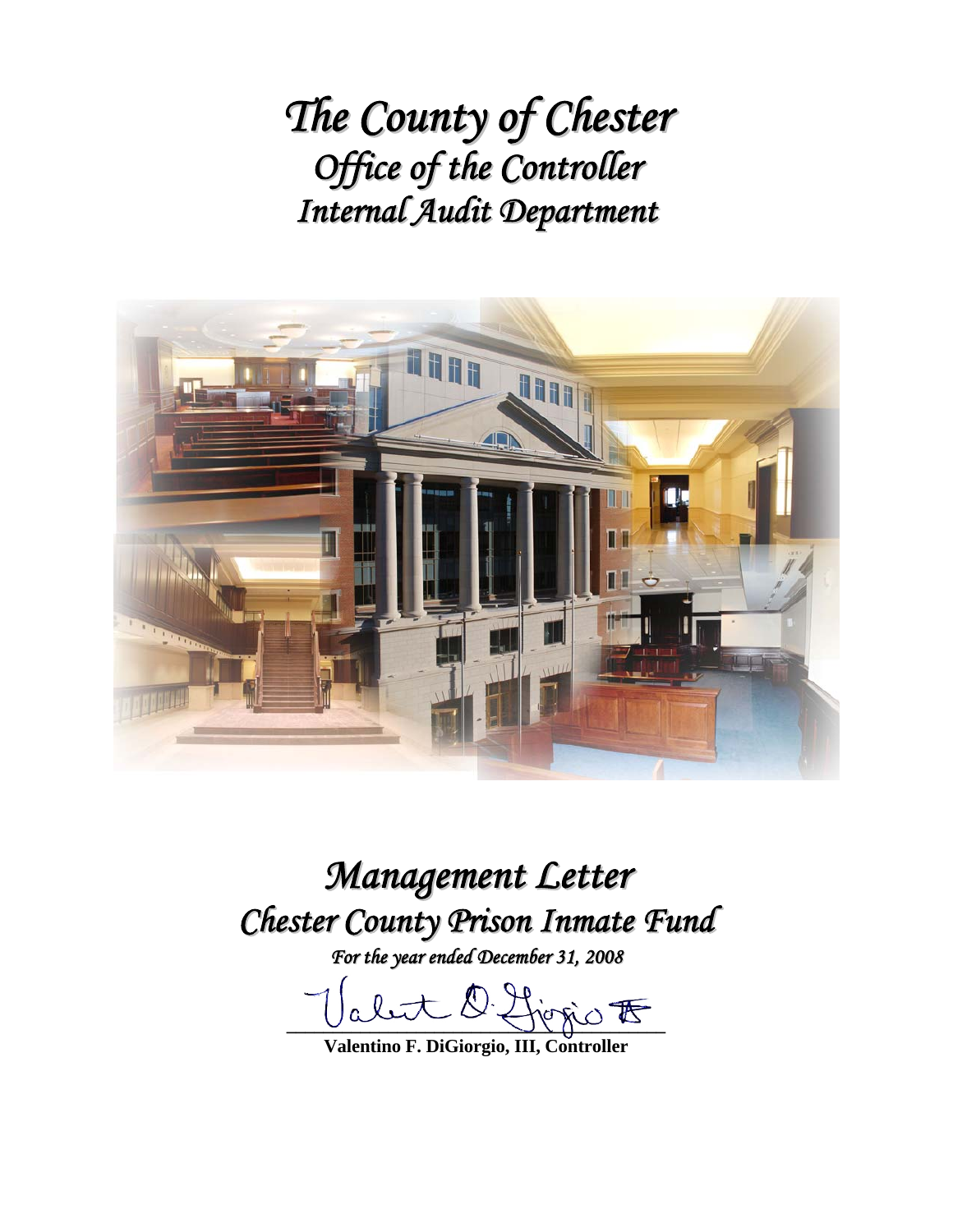# *The County of Chester*
## *Office of the Controller*
## *Internal Audit Department*

# *Management Letter*
## *Chester County Prison Inmate Fund*

*For the year ended December 31, 2008*

**Valentino F. DiGiorgio, III, Controller**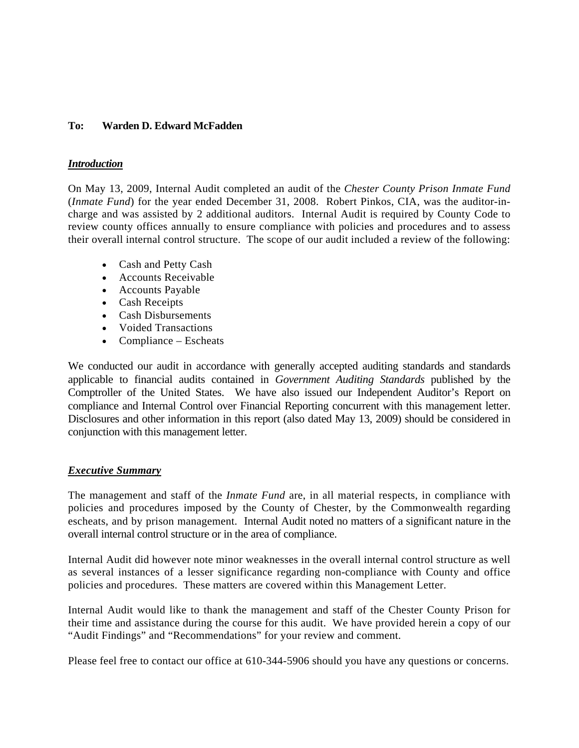**To: Warden D. Edward McFadden**

***Introduction***

On May 13, 2009, Internal Audit completed an audit of the *Chester County Prison Inmate Fund* (*Inmate Fund*) for the year ended December 31, 2008. Robert Pinkos, CIA, was the auditor-in-charge and was assisted by 2 additional auditors. Internal Audit is required by County Code to review county offices annually to ensure compliance with policies and procedures and to assess their overall internal control structure. The scope of our audit included a review of the following:

- Cash and Petty Cash
- Accounts Receivable
- Accounts Payable
- Cash Receipts
- Cash Disbursements
- Voided Transactions
- Compliance – Escheats

We conducted our audit in accordance with generally accepted auditing standards and standards applicable to financial audits contained in *Government Auditing Standards* published by the Comptroller of the United States. We have also issued our Independent Auditor's Report on compliance and Internal Control over Financial Reporting concurrent with this management letter. Disclosures and other information in this report (also dated May 13, 2009) should be considered in conjunction with this management letter.

***Executive Summary***

The management and staff of the *Inmate Fund* are, in all material respects, in compliance with policies and procedures imposed by the County of Chester, by the Commonwealth regarding escheats, and by prison management. Internal Audit noted no matters of a significant nature in the overall internal control structure or in the area of compliance.

Internal Audit did however note minor weaknesses in the overall internal control structure as well as several instances of a lesser significance regarding non-compliance with County and office policies and procedures. These matters are covered within this Management Letter.

Internal Audit would like to thank the management and staff of the Chester County Prison for their time and assistance during the course for this audit. We have provided herein a copy of our "Audit Findings" and "Recommendations" for your review and comment.

Please feel free to contact our office at 610-344-5906 should you have any questions or concerns.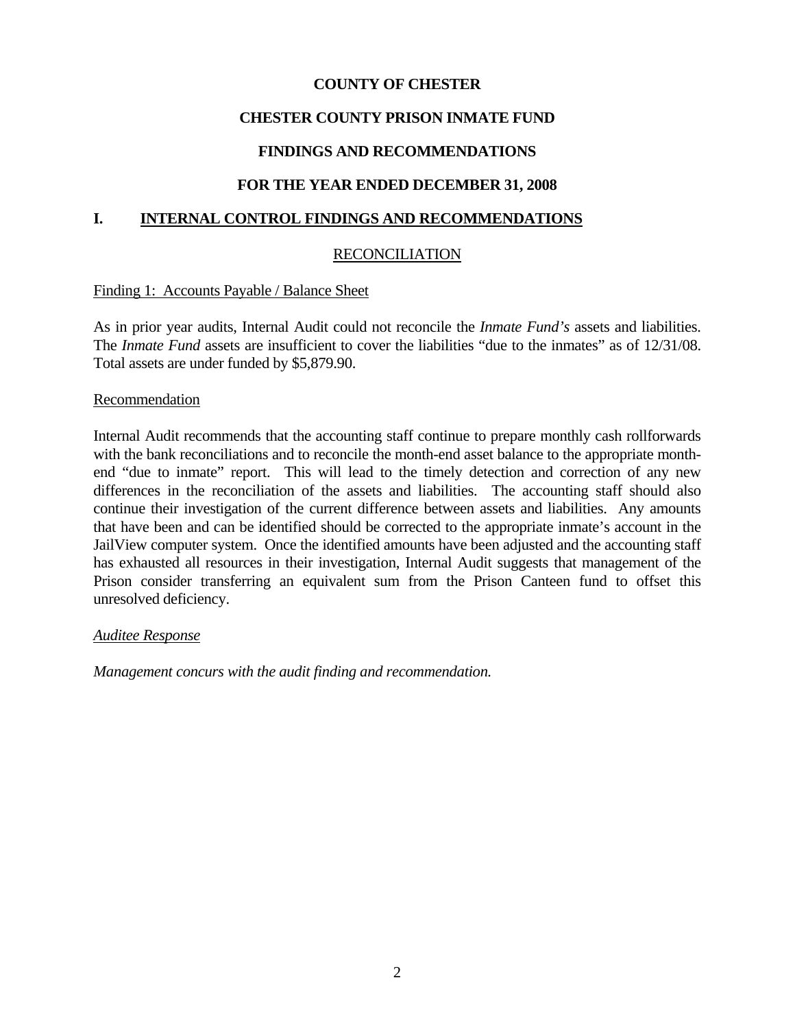**COUNTY OF CHESTER**

**CHESTER COUNTY PRISON INMATE FUND**

**FINDINGS AND RECOMMENDATIONS**

**FOR THE YEAR ENDED DECEMBER 31, 2008**

## I. INTERNAL CONTROL FINDINGS AND RECOMMENDATIONS

### RECONCILIATION

Finding 1: Accounts Payable / Balance Sheet

As in prior year audits, Internal Audit could not reconcile the *Inmate Fund's* assets and liabilities. The *Inmate Fund* assets are insufficient to cover the liabilities "due to the inmates" as of 12/31/08. Total assets are under funded by $5,879.90.

Recommendation

Internal Audit recommends that the accounting staff continue to prepare monthly cash rollforwards with the bank reconciliations and to reconcile the month-end asset balance to the appropriate month-end "due to inmate" report. This will lead to the timely detection and correction of any new differences in the reconciliation of the assets and liabilities. The accounting staff should also continue their investigation of the current difference between assets and liabilities. Any amounts that have been and can be identified should be corrected to the appropriate inmate's account in the JailView computer system. Once the identified amounts have been adjusted and the accounting staff has exhausted all resources in their investigation, Internal Audit suggests that management of the Prison consider transferring an equivalent sum from the Prison Canteen fund to offset this unresolved deficiency.

*Auditee Response*

*Management concurs with the audit finding and recommendation.*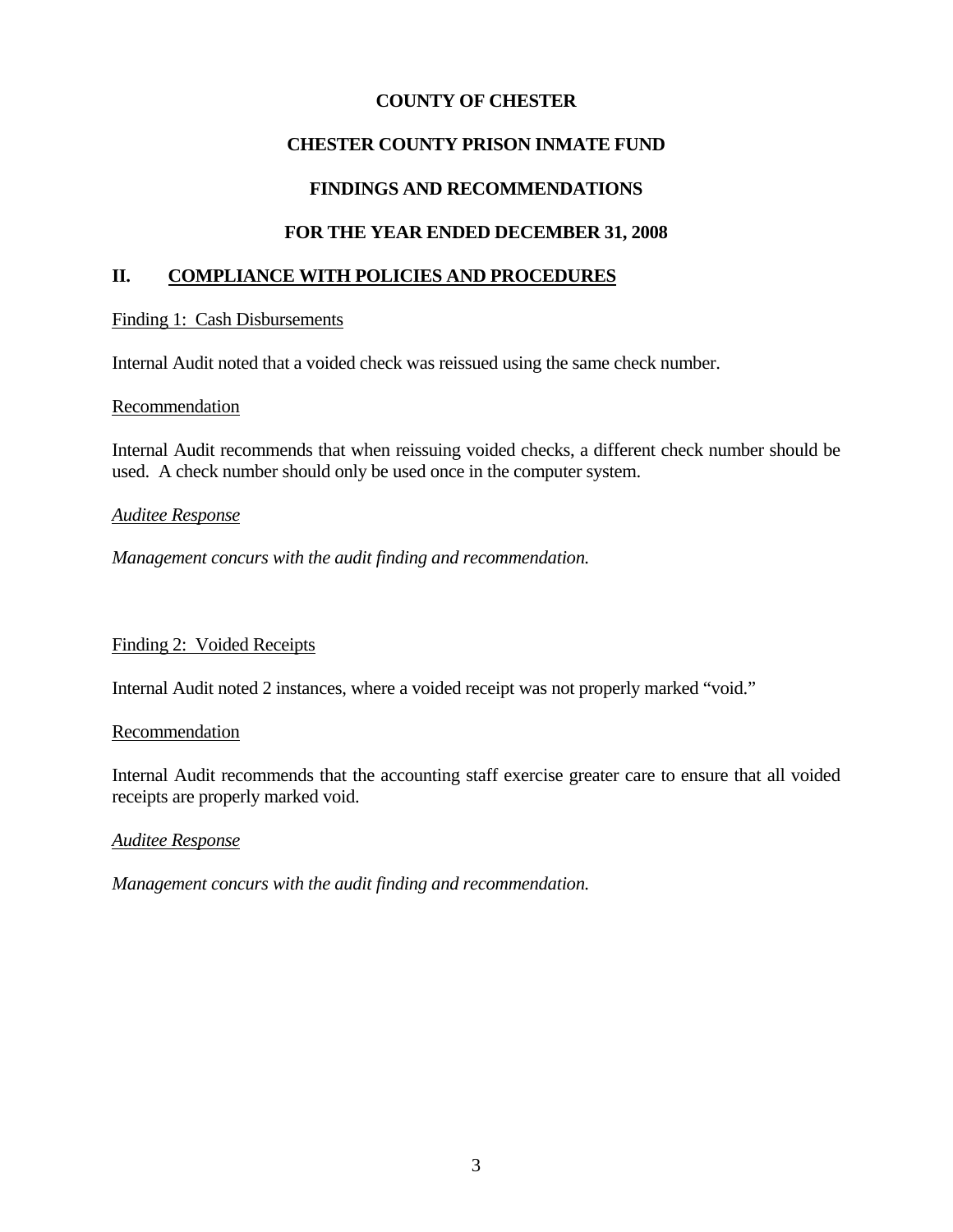**COUNTY OF CHESTER**

**CHESTER COUNTY PRISON INMATE FUND**

**FINDINGS AND RECOMMENDATIONS**

**FOR THE YEAR ENDED DECEMBER 31, 2008**

## II. COMPLIANCE WITH POLICIES AND PROCEDURES

Finding 1: Cash Disbursements

Internal Audit noted that a voided check was reissued using the same check number.

Recommendation

Internal Audit recommends that when reissuing voided checks, a different check number should be used. A check number should only be used once in the computer system.

*Auditee Response*

*Management concurs with the audit finding and recommendation.*

Finding 2: Voided Receipts

Internal Audit noted 2 instances, where a voided receipt was not properly marked "void."

Recommendation

Internal Audit recommends that the accounting staff exercise greater care to ensure that all voided receipts are properly marked void.

*Auditee Response*

*Management concurs with the audit finding and recommendation.*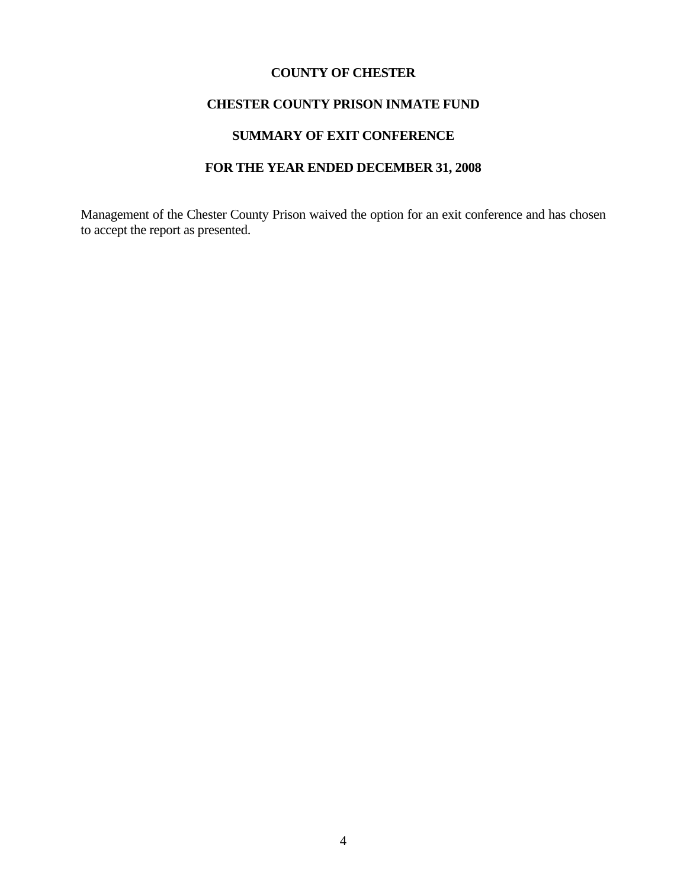**COUNTY OF CHESTER**

**CHESTER COUNTY PRISON INMATE FUND**

**SUMMARY OF EXIT CONFERENCE**

**FOR THE YEAR ENDED DECEMBER 31, 2008**

Management of the Chester County Prison waived the option for an exit conference and has chosen to accept the report as presented.